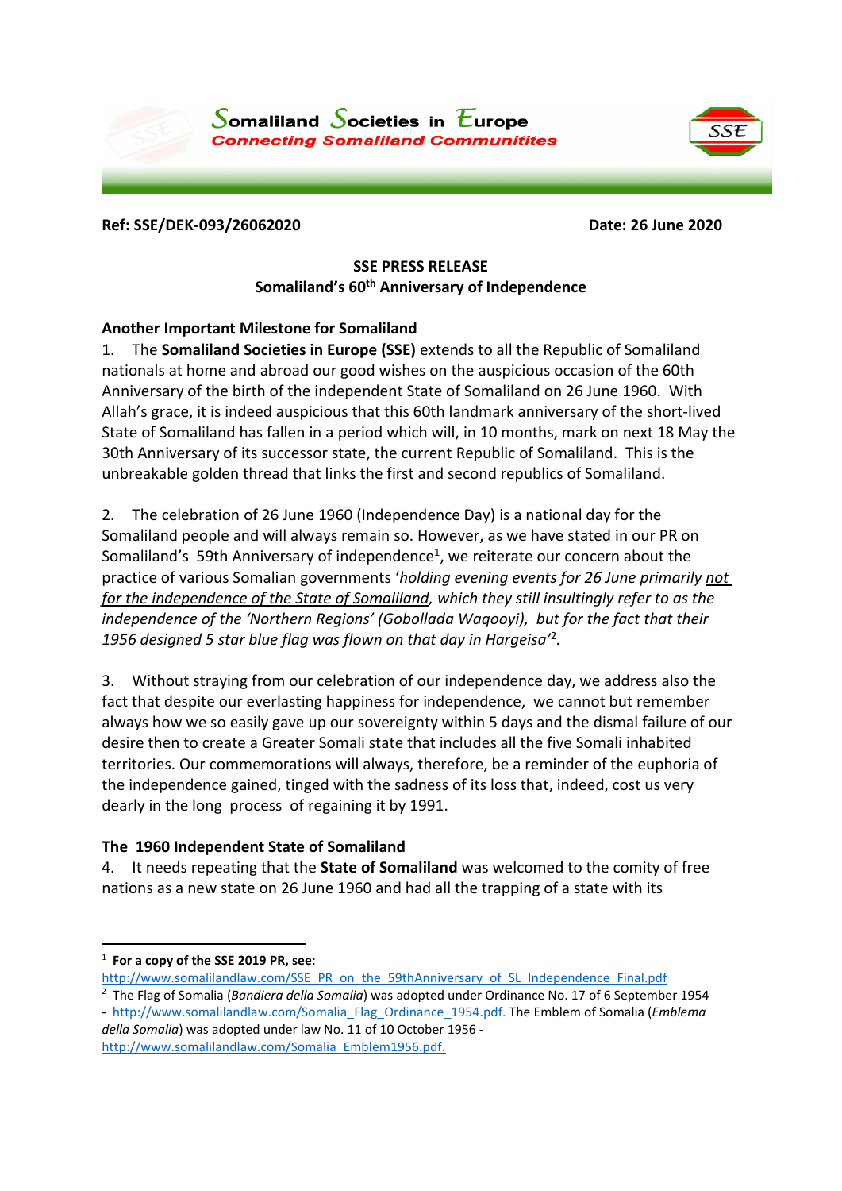**Somaliland Societies in Europe**
**Connecting Somaliland Communitites**

**Ref: SSE/DEK-093/26062020** **Date: 26 June 2020**

**SSE PRESS RELEASE**
**Somaliland's 60th Anniversary of Independence**

### Another Important Milestone for Somaliland

1. The **Somaliland Societies in Europe (SSE)** extends to all the Republic of Somaliland nationals at home and abroad our good wishes on the auspicious occasion of the 60th Anniversary of the birth of the independent State of Somaliland on 26 June 1960. With Allah's grace, it is indeed auspicious that this 60th landmark anniversary of the short-lived State of Somaliland has fallen in a period which will, in 10 months, mark on next 18 May the 30th Anniversary of its successor state, the current Republic of Somaliland. This is the unbreakable golden thread that links the first and second republics of Somaliland.

2. The celebration of 26 June 1960 (Independence Day) is a national day for the Somaliland people and will always remain so. However, as we have stated in our PR on Somaliland's 59th Anniversary of independence[1], we reiterate our concern about the practice of various Somalian governments '*holding evening events for 26 June primarily not for the independence of the State of Somaliland, which they still insultingly refer to as the independence of the 'Northern Regions' (Gobollada Waqooyi), but for the fact that their 1956 designed 5 star blue flag was flown on that day in Hargeisa*'[2].

3. Without straying from our celebration of our independence day, we address also the fact that despite our everlasting happiness for independence, we cannot but remember always how we so easily gave up our sovereignty within 5 days and the dismal failure of our desire then to create a Greater Somali state that includes all the five Somali inhabited territories. Our commemorations will always, therefore, be a reminder of the euphoria of the independence gained, tinged with the sadness of its loss that, indeed, cost us very dearly in the long process of regaining it by 1991.

### The 1960 Independent State of Somaliland

4. It needs repeating that the **State of Somaliland** was welcomed to the comity of free nations as a new state on 26 June 1960 and had all the trapping of a state with its

---

[1] **For a copy of the SSE 2019 PR, see**: http://www.somalilandlaw.com/SSE_PR_on_the_59thAnniversary_of_SL_Independence_Final.pdf

[2] The Flag of Somalia (*Bandiera della Somalia*) was adopted under Ordinance No. 17 of 6 September 1954 - http://www.somalilandlaw.com/Somalia_Flag_Ordinance_1954.pdf. The Emblem of Somalia (*Emblema della Somalia*) was adopted under law No. 11 of 10 October 1956 - http://www.somalilandlaw.com/Somalia_Emblem1956.pdf.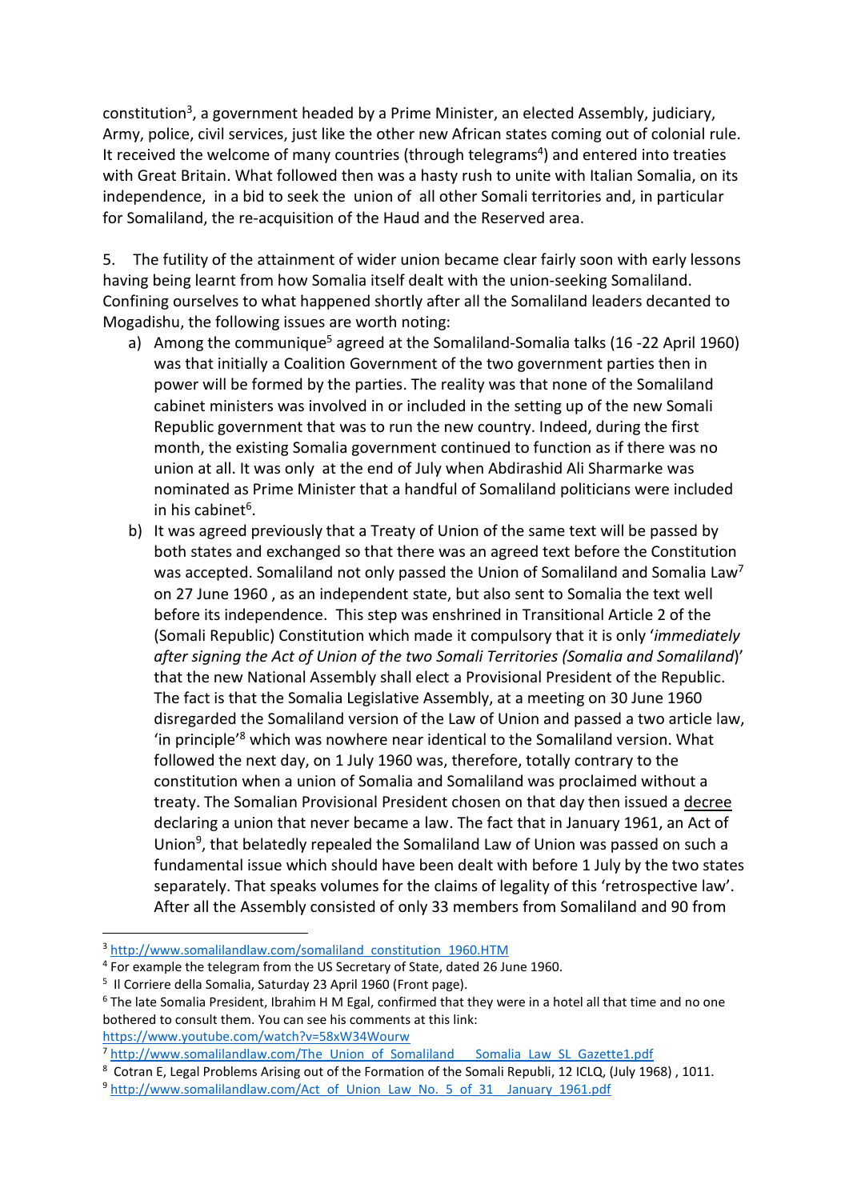constitution[3], a government headed by a Prime Minister, an elected Assembly, judiciary, Army, police, civil services, just like the other new African states coming out of colonial rule. It received the welcome of many countries (through telegrams[4]) and entered into treaties with Great Britain. What followed then was a hasty rush to unite with Italian Somalia, on its independence, in a bid to seek the union of all other Somali territories and, in particular for Somaliland, the re-acquisition of the Haud and the Reserved area.

5. The futility of the attainment of wider union became clear fairly soon with early lessons having being learnt from how Somalia itself dealt with the union-seeking Somaliland. Confining ourselves to what happened shortly after all the Somaliland leaders decanted to Mogadishu, the following issues are worth noting:

a) Among the communique[5] agreed at the Somaliland-Somalia talks (16 -22 April 1960) was that initially a Coalition Government of the two government parties then in power will be formed by the parties. The reality was that none of the Somaliland cabinet ministers was involved in or included in the setting up of the new Somali Republic government that was to run the new country. Indeed, during the first month, the existing Somalia government continued to function as if there was no union at all. It was only at the end of July when Abdirashid Ali Sharmarke was nominated as Prime Minister that a handful of Somaliland politicians were included in his cabinet[6].

b) It was agreed previously that a Treaty of Union of the same text will be passed by both states and exchanged so that there was an agreed text before the Constitution was accepted. Somaliland not only passed the Union of Somaliland and Somalia Law[7] on 27 June 1960 , as an independent state, but also sent to Somalia the text well before its independence. This step was enshrined in Transitional Article 2 of the (Somali Republic) Constitution which made it compulsory that it is only '*immediately after signing the Act of Union of the two Somali Territories (Somalia and Somaliland*)' that the new National Assembly shall elect a Provisional President of the Republic. The fact is that the Somalia Legislative Assembly, at a meeting on 30 June 1960 disregarded the Somaliland version of the Law of Union and passed a two article law, 'in principle'[8] which was nowhere near identical to the Somaliland version. What followed the next day, on 1 July 1960 was, therefore, totally contrary to the constitution when a union of Somalia and Somaliland was proclaimed without a treaty. The Somalian Provisional President chosen on that day then issued a <u>decree</u> declaring a union that never became a law. The fact that in January 1961, an Act of Union[9], that belatedly repealed the Somaliland Law of Union was passed on such a fundamental issue which should have been dealt with before 1 July by the two states separately. That speaks volumes for the claims of legality of this 'retrospective law'. After all the Assembly consisted of only 33 members from Somaliland and 90 from

---

[3] http://www.somalilandlaw.com/somaliland_constitution_1960.HTM

[4] For example the telegram from the US Secretary of State, dated 26 June 1960.

[5] Il Corriere della Somalia, Saturday 23 April 1960 (Front page).

[6] The late Somalia President, Ibrahim H M Egal, confirmed that they were in a hotel all that time and no one bothered to consult them. You can see his comments at this link: https://www.youtube.com/watch?v=58xW34Wourw

[7] http://www.somalilandlaw.com/The_Union_of_Somaliland___Somalia_Law_SL_Gazette1.pdf

[8] Cotran E, Legal Problems Arising out of the Formation of the Somali Republi, 12 ICLQ, (July 1968) , 1011.

[9] http://www.somalilandlaw.com/Act_of_Union_Law_No._5_of_31__January_1961.pdf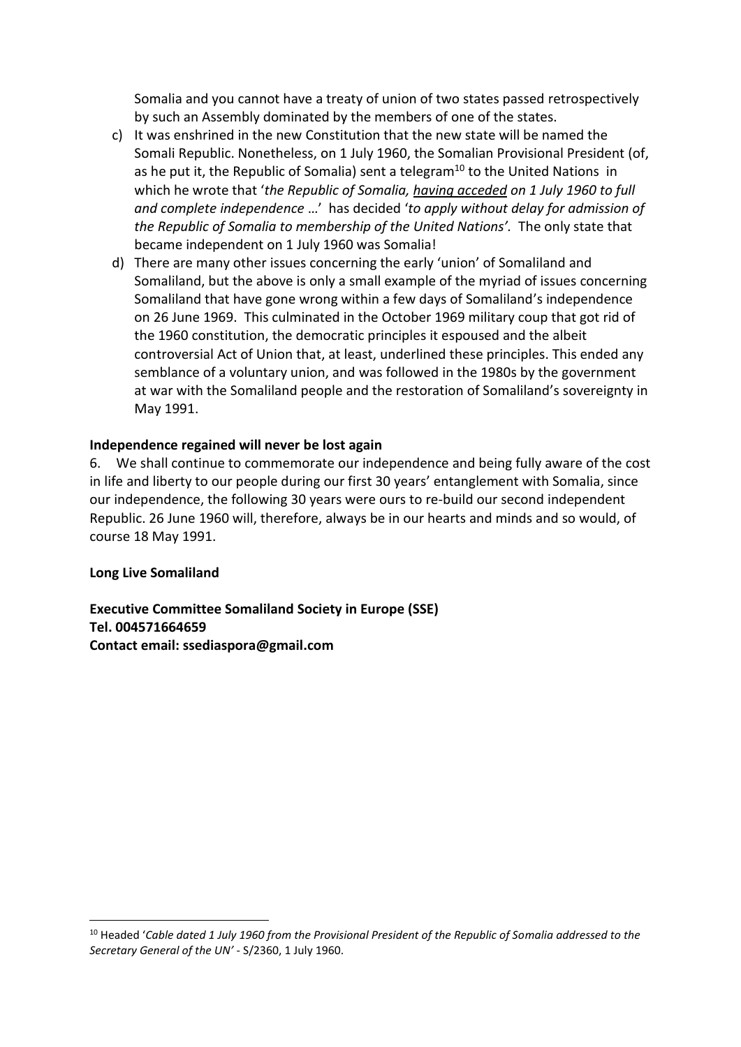Somalia and you cannot have a treaty of union of two states passed retrospectively by such an Assembly dominated by the members of one of the states.

c) It was enshrined in the new Constitution that the new state will be named the Somali Republic. Nonetheless, on 1 July 1960, the Somalian Provisional President (of, as he put it, the Republic of Somalia) sent a telegram[10] to the United Nations in which he wrote that '*the Republic of Somalia, having acceded on 1 July 1960 to full and complete independence* …' has decided '*to apply without delay for admission of the Republic of Somalia to membership of the United Nations'*. The only state that became independent on 1 July 1960 was Somalia!

d) There are many other issues concerning the early 'union' of Somaliland and Somaliland, but the above is only a small example of the myriad of issues concerning Somaliland that have gone wrong within a few days of Somaliland's independence on 26 June 1969. This culminated in the October 1969 military coup that got rid of the 1960 constitution, the democratic principles it espoused and the albeit controversial Act of Union that, at least, underlined these principles. This ended any semblance of a voluntary union, and was followed in the 1980s by the government at war with the Somaliland people and the restoration of Somaliland's sovereignty in May 1991.

**Independence regained will never be lost again**

6. We shall continue to commemorate our independence and being fully aware of the cost in life and liberty to our people during our first 30 years' entanglement with Somalia, since our independence, the following 30 years were ours to re-build our second independent Republic. 26 June 1960 will, therefore, always be in our hearts and minds and so would, of course 18 May 1991.

**Long Live Somaliland**

**Executive Committee Somaliland Society in Europe (SSE)**
**Tel. 004571664659**
**Contact email: ssediaspora@gmail.com**

[10] Headed '*Cable dated 1 July 1960 from the Provisional President of the Republic of Somalia addressed to the Secretary General of the UN'* - S/2360, 1 July 1960.